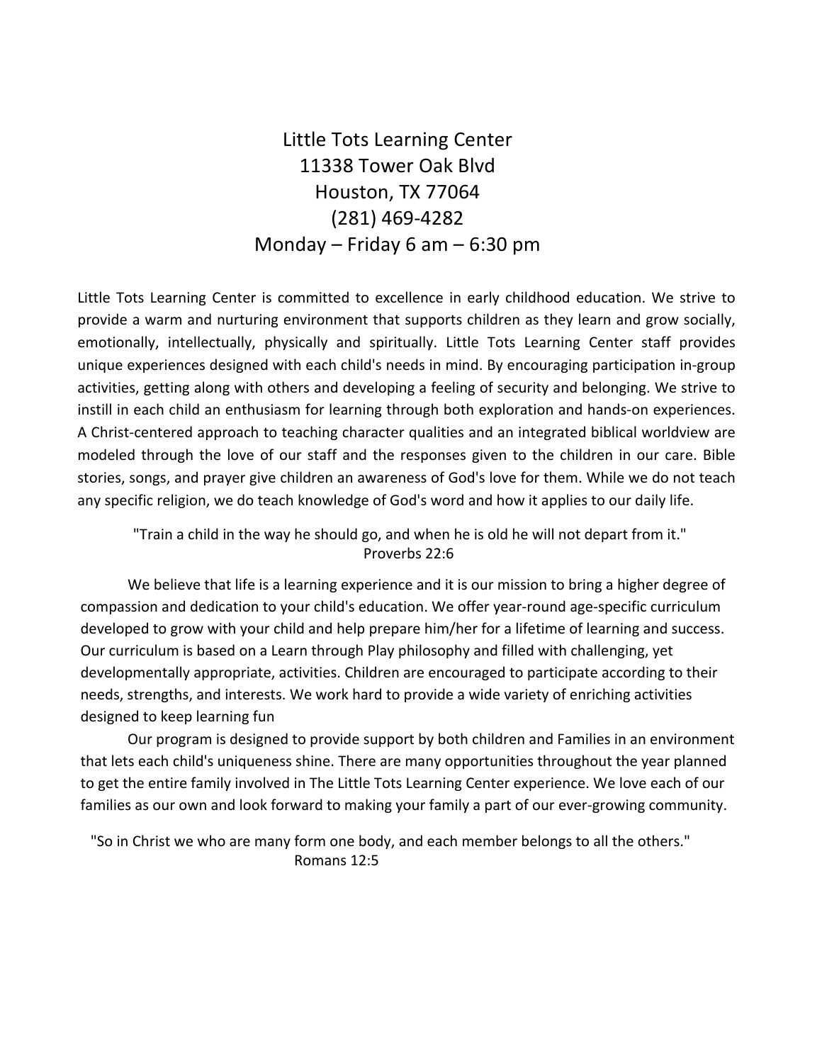# Little Tots Learning Center
11338 Tower Oak Blvd
Houston, TX 77064
(281) 469-4282
Monday – Friday 6 am – 6:30 pm

Little Tots Learning Center is committed to excellence in early childhood education. We strive to provide a warm and nurturing environment that supports children as they learn and grow socially, emotionally, intellectually, physically and spiritually. Little Tots Learning Center staff provides unique experiences designed with each child's needs in mind. By encouraging participation in-group activities, getting along with others and developing a feeling of security and belonging. We strive to instill in each child an enthusiasm for learning through both exploration and hands-on experiences. A Christ-centered approach to teaching character qualities and an integrated biblical worldview are modeled through the love of our staff and the responses given to the children in our care. Bible stories, songs, and prayer give children an awareness of God's love for them. While we do not teach any specific religion, we do teach knowledge of God's word and how it applies to our daily life.

"Train a child in the way he should go, and when he is old he will not depart from it."
Proverbs 22:6

We believe that life is a learning experience and it is our mission to bring a higher degree of compassion and dedication to your child's education. We offer year-round age-specific curriculum developed to grow with your child and help prepare him/her for a lifetime of learning and success. Our curriculum is based on a Learn through Play philosophy and filled with challenging, yet developmentally appropriate, activities. Children are encouraged to participate according to their needs, strengths, and interests. We work hard to provide a wide variety of enriching activities designed to keep learning fun

Our program is designed to provide support by both children and Families in an environment that lets each child's uniqueness shine. There are many opportunities throughout the year planned to get the entire family involved in The Little Tots Learning Center experience. We love each of our families as our own and look forward to making your family a part of our ever-growing community.

"So in Christ we who are many form one body, and each member belongs to all the others."
Romans 12:5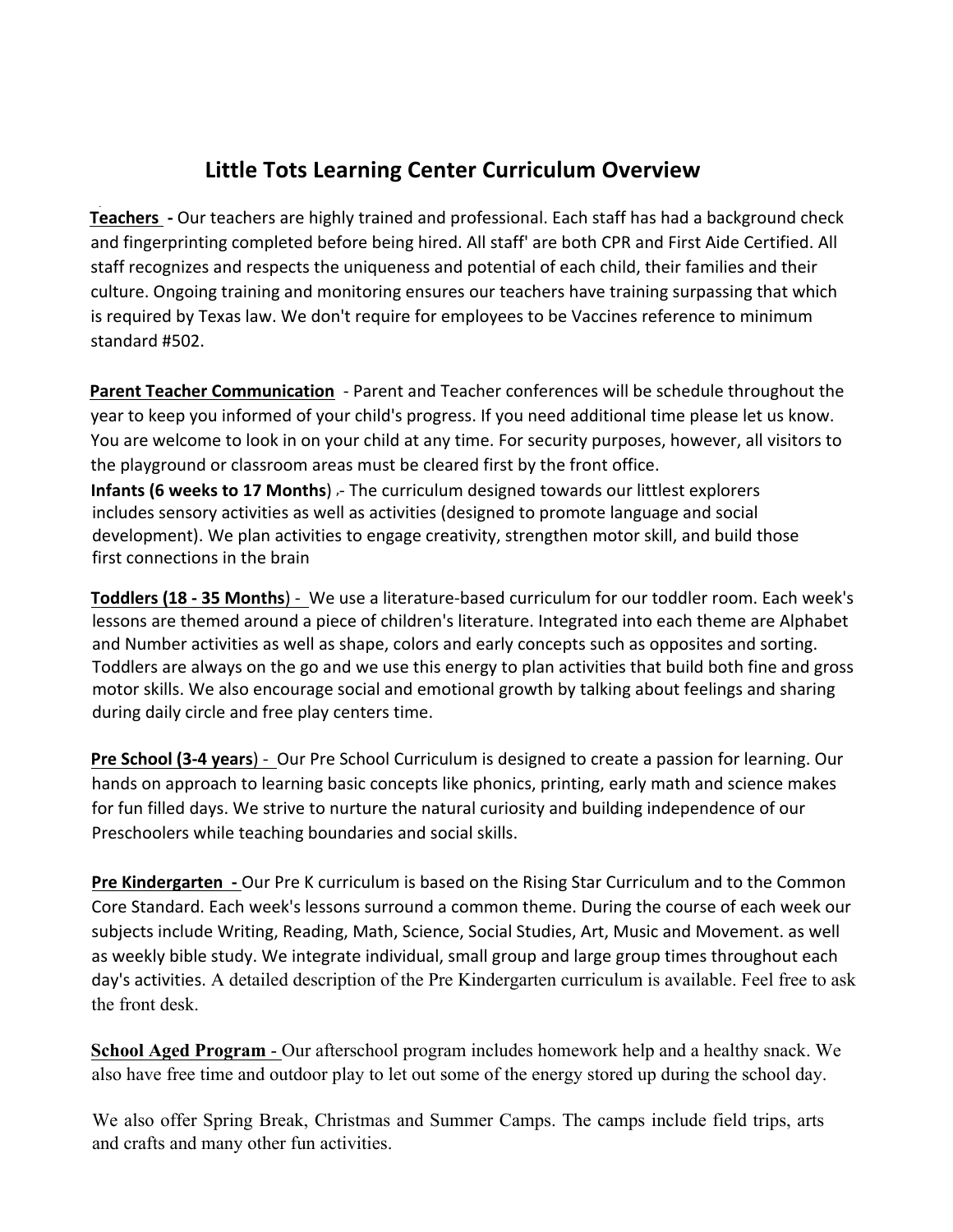# Little Tots Learning Center Curriculum Overview

**Teachers -** Our teachers are highly trained and professional. Each staff has had a background check and fingerprinting completed before being hired. All staff' are both CPR and First Aide Certified. All staff recognizes and respects the uniqueness and potential of each child, their families and their culture. Ongoing training and monitoring ensures our teachers have training surpassing that which is required by Texas law. We don't require for employees to be Vaccines reference to minimum standard #502.

**Parent Teacher Communication** - Parent and Teacher conferences will be schedule throughout the year to keep you informed of your child's progress. If you need additional time please let us know. You are welcome to look in on your child at any time. For security purposes, however, all visitors to the playground or classroom areas must be cleared first by the front office.

**Infants (6 weeks to 17 Months**) ,- The curriculum designed towards our littlest explorers includes sensory activities as well as activities (designed to promote language and social development). We plan activities to engage creativity, strengthen motor skill, and build those first connections in the brain

**Toddlers (18 - 35 Months**) - We use a literature-based curriculum for our toddler room. Each week's lessons are themed around a piece of children's literature. Integrated into each theme are Alphabet and Number activities as well as shape, colors and early concepts such as opposites and sorting. Toddlers are always on the go and we use this energy to plan activities that build both fine and gross motor skills. We also encourage social and emotional growth by talking about feelings and sharing during daily circle and free play centers time.

**Pre School (3-4 years**) - Our Pre School Curriculum is designed to create a passion for learning. Our hands on approach to learning basic concepts like phonics, printing, early math and science makes for fun filled days. We strive to nurture the natural curiosity and building independence of our Preschoolers while teaching boundaries and social skills.

**Pre Kindergarten -** Our Pre K curriculum is based on the Rising Star Curriculum and to the Common Core Standard. Each week's lessons surround a common theme. During the course of each week our subjects include Writing, Reading, Math, Science, Social Studies, Art, Music and Movement. as well as weekly bible study. We integrate individual, small group and large group times throughout each day's activities. A detailed description of the Pre Kindergarten curriculum is available. Feel free to ask the front desk.

**School Aged Program** - Our afterschool program includes homework help and a healthy snack. We also have free time and outdoor play to let out some of the energy stored up during the school day.

We also offer Spring Break, Christmas and Summer Camps. The camps include field trips, arts and crafts and many other fun activities.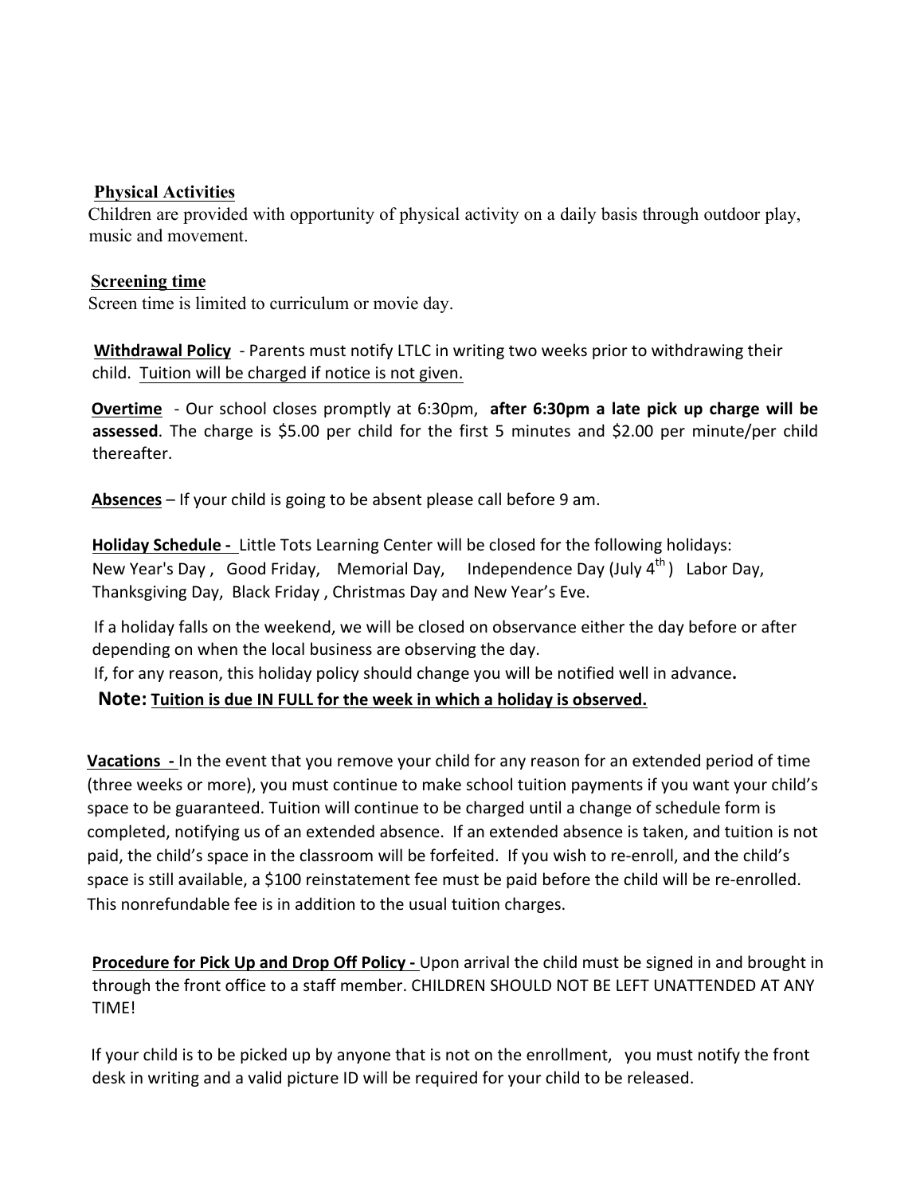**<u>Physical Activities</u>**

Children are provided with opportunity of physical activity on a daily basis through outdoor play, music and movement.

**<u>Screening time</u>**

Screen time is limited to curriculum or movie day.

**<u>Withdrawal Policy</u>** - Parents must notify LTLC in writing two weeks prior to withdrawing their child. <u>Tuition will be charged if notice is not given.</u>

**<u>Overtime</u>** - Our school closes promptly at 6:30pm, **after 6:30pm a late pick up charge will be assessed**. The charge is $5.00 per child for the first 5 minutes and $2.00 per minute/per child thereafter.

**<u>Absences</u>** – If your child is going to be absent please call before 9 am.

**<u>Holiday Schedule -</u>** Little Tots Learning Center will be closed for the following holidays: New Year's Day , Good Friday, Memorial Day, Independence Day (July 4th ) Labor Day, Thanksgiving Day, Black Friday , Christmas Day and New Year's Eve.

If a holiday falls on the weekend, we will be closed on observance either the day before or after depending on when the local business are observing the day.

If, for any reason, this holiday policy should change you will be notified well in advance**.**

**Note: <u>Tuition is due IN FULL for the week in which a holiday is observed.</u>**

**<u>Vacations -</u>** In the event that you remove your child for any reason for an extended period of time (three weeks or more), you must continue to make school tuition payments if you want your child's space to be guaranteed. Tuition will continue to be charged until a change of schedule form is completed, notifying us of an extended absence. If an extended absence is taken, and tuition is not paid, the child's space in the classroom will be forfeited. If you wish to re-enroll, and the child's space is still available, a $100 reinstatement fee must be paid before the child will be re-enrolled. This nonrefundable fee is in addition to the usual tuition charges.

**<u>Procedure for Pick Up and Drop Off Policy -</u>** Upon arrival the child must be signed in and brought in through the front office to a staff member. CHILDREN SHOULD NOT BE LEFT UNATTENDED AT ANY TIME!

If your child is to be picked up by anyone that is not on the enrollment, you must notify the front desk in writing and a valid picture ID will be required for your child to be released.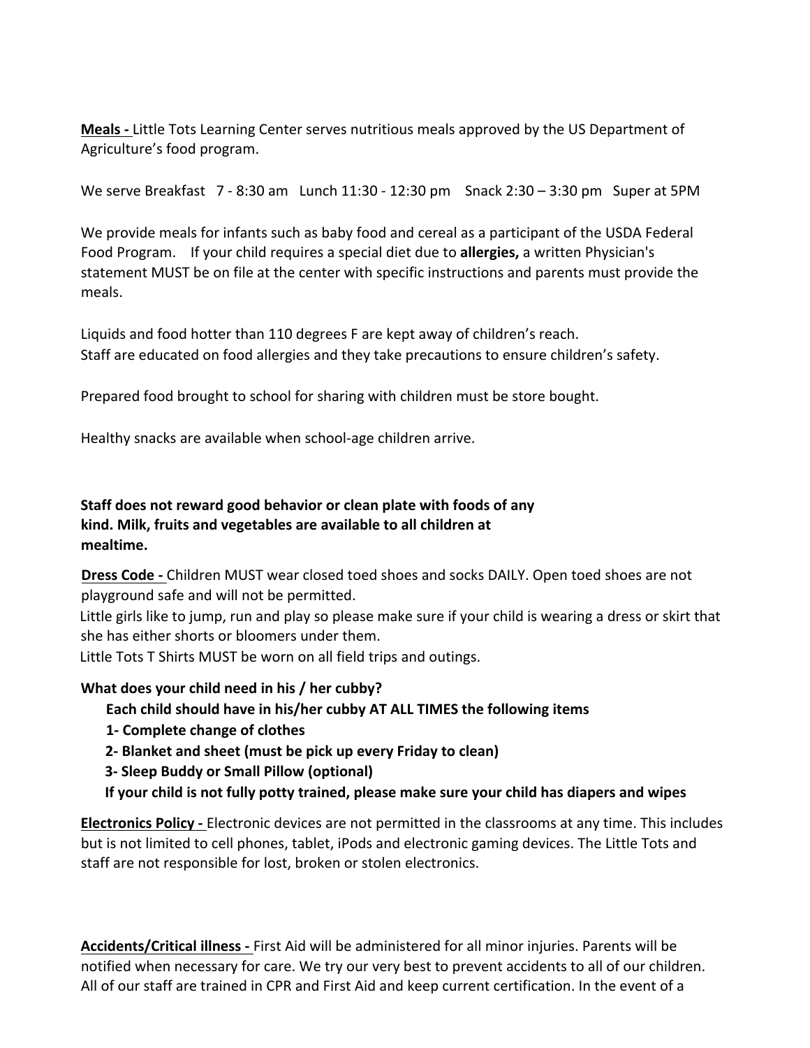**Meals -** Little Tots Learning Center serves nutritious meals approved by the US Department of Agriculture's food program.

We serve Breakfast 7 - 8:30 am Lunch 11:30 - 12:30 pm Snack 2:30 – 3:30 pm Super at 5PM

We provide meals for infants such as baby food and cereal as a participant of the USDA Federal Food Program. If your child requires a special diet due to **allergies,** a written Physician's statement MUST be on file at the center with specific instructions and parents must provide the meals.

Liquids and food hotter than 110 degrees F are kept away of children's reach.
Staff are educated on food allergies and they take precautions to ensure children's safety.

Prepared food brought to school for sharing with children must be store bought.

Healthy snacks are available when school-age children arrive.

**Staff does not reward good behavior or clean plate with foods of any kind. Milk, fruits and vegetables are available to all children at mealtime.**

**Dress Code -** Children MUST wear closed toed shoes and socks DAILY. Open toed shoes are not playground safe and will not be permitted.
Little girls like to jump, run and play so please make sure if your child is wearing a dress or skirt that she has either shorts or bloomers under them.
Little Tots T Shirts MUST be worn on all field trips and outings.

**What does your child need in his / her cubby?**

**Each child should have in his/her cubby AT ALL TIMES the following items**

**1- Complete change of clothes**
**2- Blanket and sheet (must be pick up every Friday to clean)**
**3- Sleep Buddy or Small Pillow (optional)**

**If your child is not fully potty trained, please make sure your child has diapers and wipes**

**Electronics Policy -** Electronic devices are not permitted in the classrooms at any time. This includes but is not limited to cell phones, tablet, iPods and electronic gaming devices. The Little Tots and staff are not responsible for lost, broken or stolen electronics.

**Accidents/Critical illness -** First Aid will be administered for all minor injuries. Parents will be notified when necessary for care. We try our very best to prevent accidents to all of our children. All of our staff are trained in CPR and First Aid and keep current certification. In the event of a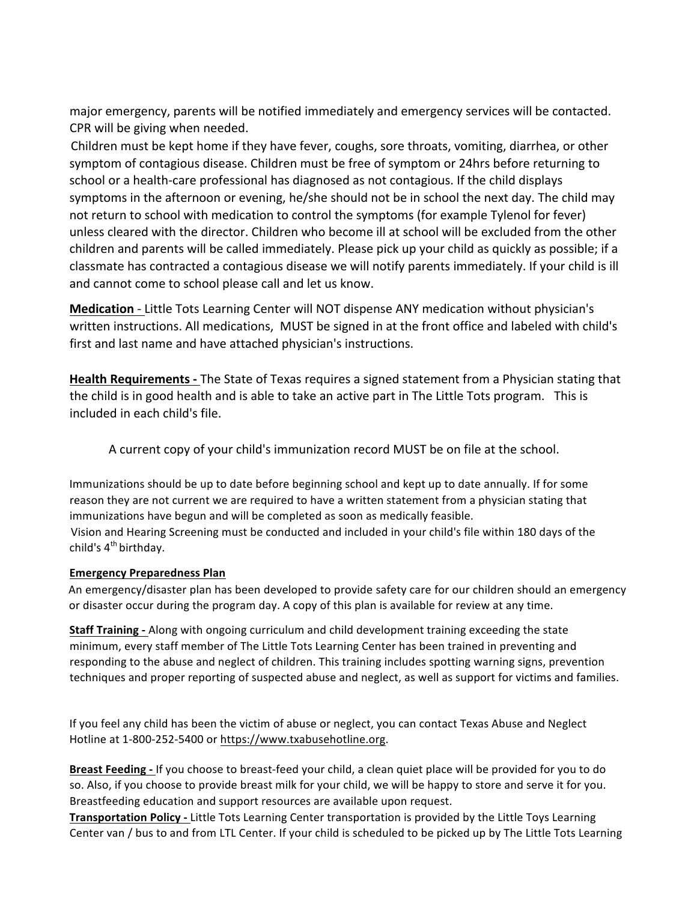major emergency, parents will be notified immediately and emergency services will be contacted. CPR will be giving when needed.

Children must be kept home if they have fever, coughs, sore throats, vomiting, diarrhea, or other symptom of contagious disease. Children must be free of symptom or 24hrs before returning to school or a health-care professional has diagnosed as not contagious. If the child displays symptoms in the afternoon or evening, he/she should not be in school the next day. The child may not return to school with medication to control the symptoms (for example Tylenol for fever) unless cleared with the director. Children who become ill at school will be excluded from the other children and parents will be called immediately. Please pick up your child as quickly as possible; if a classmate has contracted a contagious disease we will notify parents immediately. If your child is ill and cannot come to school please call and let us know.

**Medication** - Little Tots Learning Center will NOT dispense ANY medication without physician's written instructions. All medications, MUST be signed in at the front office and labeled with child's first and last name and have attached physician's instructions.

**Health Requirements -** The State of Texas requires a signed statement from a Physician stating that the child is in good health and is able to take an active part in The Little Tots program. This is included in each child's file.

A current copy of your child's immunization record MUST be on file at the school.

Immunizations should be up to date before beginning school and kept up to date annually. If for some reason they are not current we are required to have a written statement from a physician stating that immunizations have begun and will be completed as soon as medically feasible.

Vision and Hearing Screening must be conducted and included in your child's file within 180 days of the child's 4th birthday.

**Emergency Preparedness Plan**

An emergency/disaster plan has been developed to provide safety care for our children should an emergency or disaster occur during the program day. A copy of this plan is available for review at any time.

**Staff Training -** Along with ongoing curriculum and child development training exceeding the state minimum, every staff member of The Little Tots Learning Center has been trained in preventing and responding to the abuse and neglect of children. This training includes spotting warning signs, prevention techniques and proper reporting of suspected abuse and neglect, as well as support for victims and families.

If you feel any child has been the victim of abuse or neglect, you can contact Texas Abuse and Neglect Hotline at 1-800-252-5400 or https://www.txabusehotline.org.

**Breast Feeding -** If you choose to breast-feed your child, a clean quiet place will be provided for you to do so. Also, if you choose to provide breast milk for your child, we will be happy to store and serve it for you. Breastfeeding education and support resources are available upon request.

**Transportation Policy -** Little Tots Learning Center transportation is provided by the Little Toys Learning Center van / bus to and from LTL Center. If your child is scheduled to be picked up by The Little Tots Learning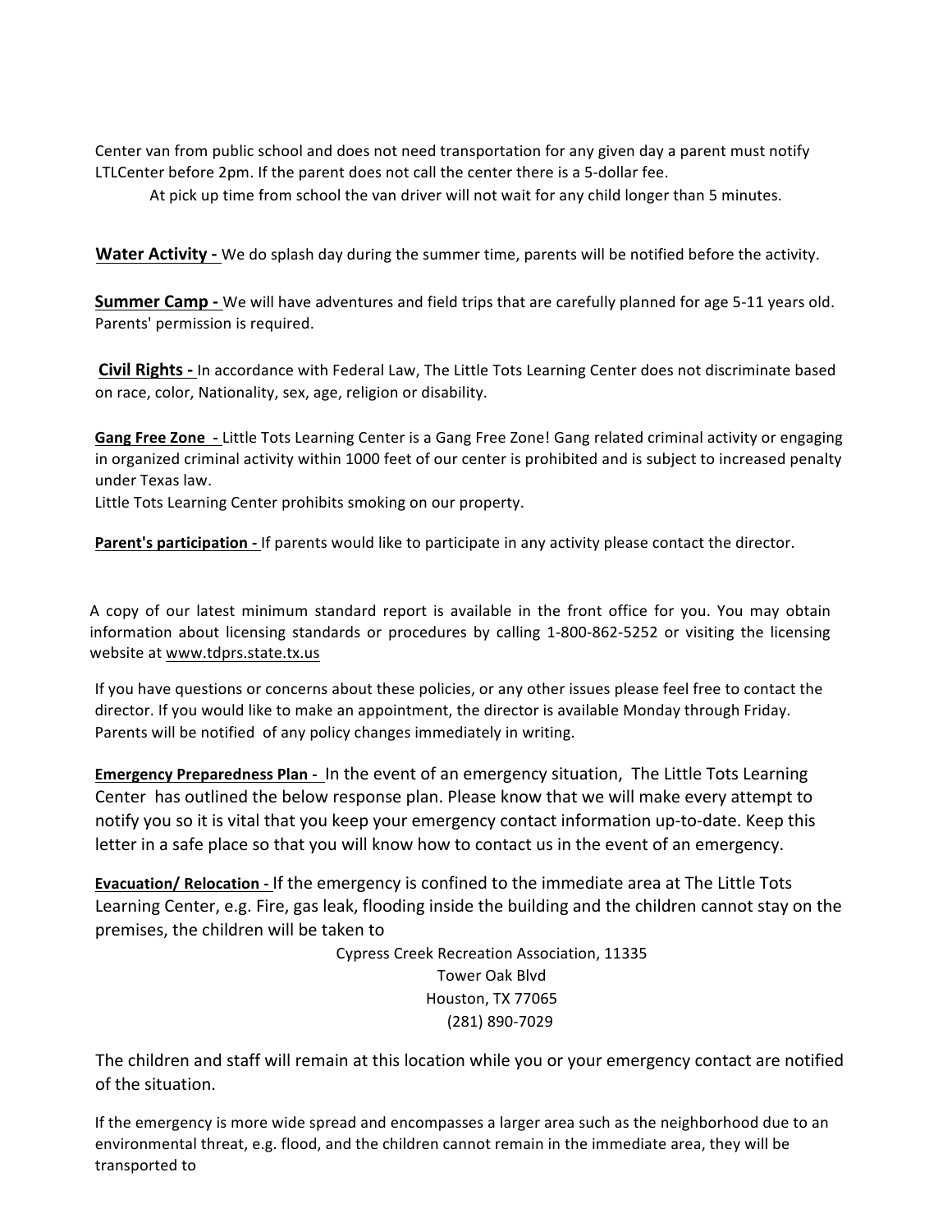Center van from public school and does not need transportation for any given day a parent must notify LTLCenter before 2pm. If the parent does not call the center there is a 5-dollar fee.

At pick up time from school the van driver will not wait for any child longer than 5 minutes.

**Water Activity -** We do splash day during the summer time, parents will be notified before the activity.

**Summer Camp -** We will have adventures and field trips that are carefully planned for age 5-11 years old. Parents' permission is required.

**Civil Rights -** In accordance with Federal Law, The Little Tots Learning Center does not discriminate based on race, color, Nationality, sex, age, religion or disability.

**Gang Free Zone -** Little Tots Learning Center is a Gang Free Zone! Gang related criminal activity or engaging in organized criminal activity within 1000 feet of our center is prohibited and is subject to increased penalty under Texas law.

Little Tots Learning Center prohibits smoking on our property.

**Parent's participation -** If parents would like to participate in any activity please contact the director.

A copy of our latest minimum standard report is available in the front office for you. You may obtain information about licensing standards or procedures by calling 1-800-862-5252 or visiting the licensing website at www.tdprs.state.tx.us

If you have questions or concerns about these policies, or any other issues please feel free to contact the director. If you would like to make an appointment, the director is available Monday through Friday. Parents will be notified of any policy changes immediately in writing.

**Emergency Preparedness Plan -** In the event of an emergency situation, The Little Tots Learning Center has outlined the below response plan. Please know that we will make every attempt to notify you so it is vital that you keep your emergency contact information up-to-date. Keep this letter in a safe place so that you will know how to contact us in the event of an emergency.

**Evacuation/ Relocation -** If the emergency is confined to the immediate area at The Little Tots Learning Center, e.g. Fire, gas leak, flooding inside the building and the children cannot stay on the premises, the children will be taken to

Cypress Creek Recreation Association, 11335
Tower Oak Blvd
Houston, TX 77065
(281) 890-7029

The children and staff will remain at this location while you or your emergency contact are notified of the situation.

If the emergency is more wide spread and encompasses a larger area such as the neighborhood due to an environmental threat, e.g. flood, and the children cannot remain in the immediate area, they will be transported to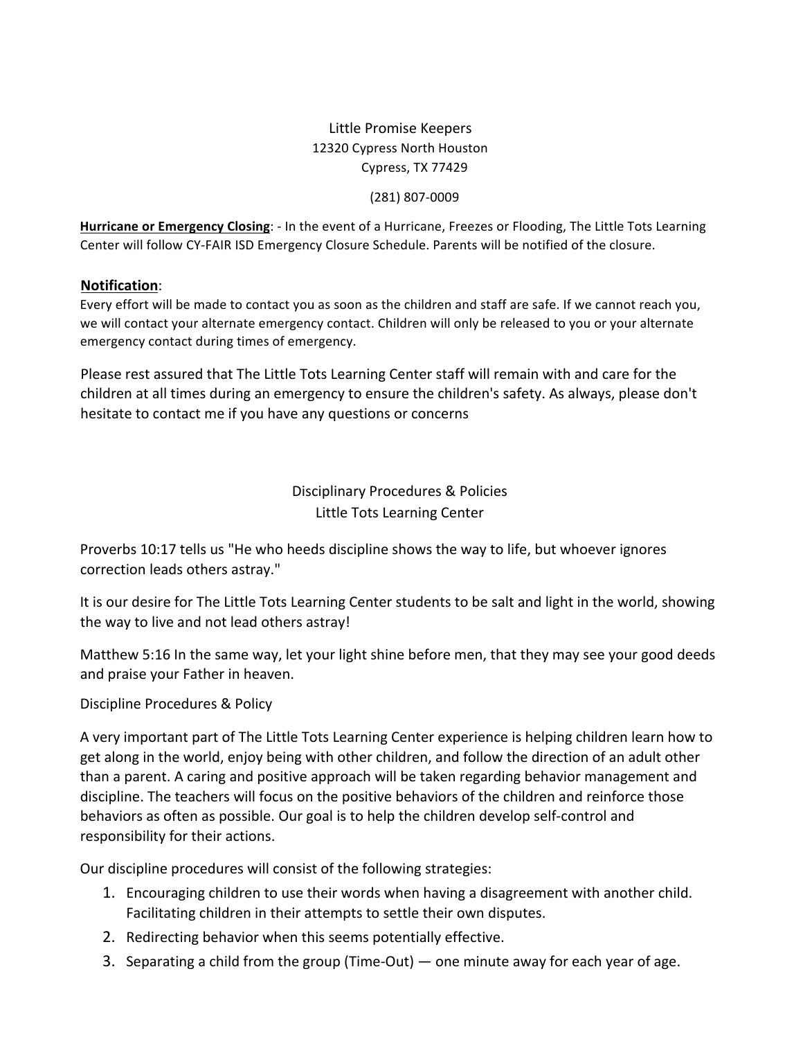Little Promise Keepers
12320 Cypress North Houston
Cypress, TX 77429

(281) 807-0009

**Hurricane or Emergency Closing**: - In the event of a Hurricane, Freezes or Flooding, The Little Tots Learning Center will follow CY-FAIR ISD Emergency Closure Schedule. Parents will be notified of the closure.

**Notification**:

Every effort will be made to contact you as soon as the children and staff are safe. If we cannot reach you, we will contact your alternate emergency contact. Children will only be released to you or your alternate emergency contact during times of emergency.

Please rest assured that The Little Tots Learning Center staff will remain with and care for the children at all times during an emergency to ensure the children's safety. As always, please don't hesitate to contact me if you have any questions or concerns

## Disciplinary Procedures & Policies
## Little Tots Learning Center

Proverbs 10:17 tells us "He who heeds discipline shows the way to life, but whoever ignores correction leads others astray."

It is our desire for The Little Tots Learning Center students to be salt and light in the world, showing the way to live and not lead others astray!

Matthew 5:16 In the same way, let your light shine before men, that they may see your good deeds and praise your Father in heaven.

Discipline Procedures & Policy

A very important part of The Little Tots Learning Center experience is helping children learn how to get along in the world, enjoy being with other children, and follow the direction of an adult other than a parent. A caring and positive approach will be taken regarding behavior management and discipline. The teachers will focus on the positive behaviors of the children and reinforce those behaviors as often as possible. Our goal is to help the children develop self-control and responsibility for their actions.

Our discipline procedures will consist of the following strategies:

1. Encouraging children to use their words when having a disagreement with another child. Facilitating children in their attempts to settle their own disputes.
2. Redirecting behavior when this seems potentially effective.
3. Separating a child from the group (Time-Out) — one minute away for each year of age.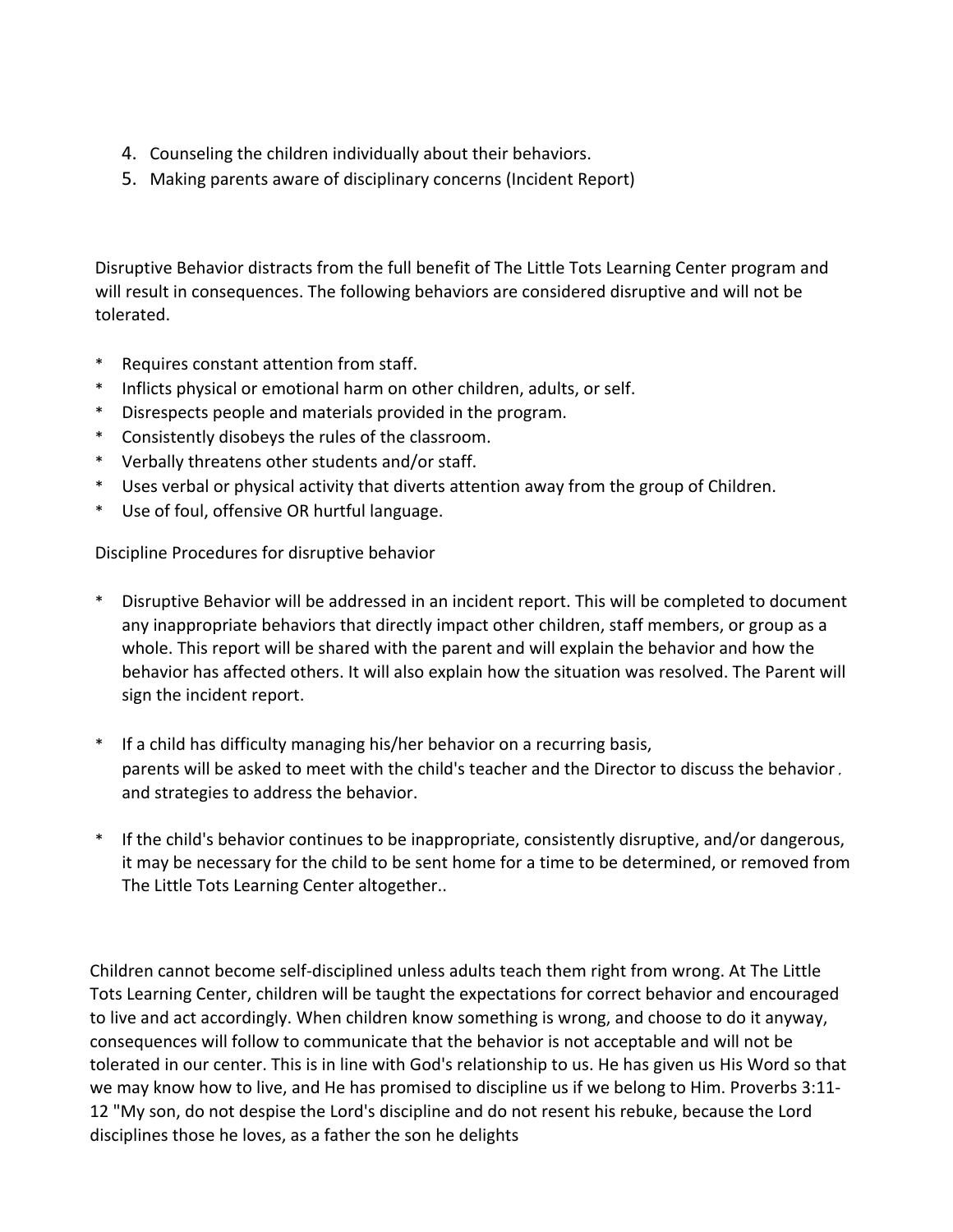4. Counseling the children individually about their behaviors.
5. Making parents aware of disciplinary concerns (Incident Report)

Disruptive Behavior distracts from the full benefit of The Little Tots Learning Center program and will result in consequences. The following behaviors are considered disruptive and will not be tolerated.

* Requires constant attention from staff.
* Inflicts physical or emotional harm on other children, adults, or self.
* Disrespects people and materials provided in the program.
* Consistently disobeys the rules of the classroom.
* Verbally threatens other students and/or staff.
* Uses verbal or physical activity that diverts attention away from the group of Children.
* Use of foul, offensive OR hurtful language.

Discipline Procedures for disruptive behavior

* Disruptive Behavior will be addressed in an incident report. This will be completed to document any inappropriate behaviors that directly impact other children, staff members, or group as a whole. This report will be shared with the parent and will explain the behavior and how the behavior has affected others. It will also explain how the situation was resolved. The Parent will sign the incident report.

* If a child has difficulty managing his/her behavior on a recurring basis, parents will be asked to meet with the child's teacher and the Director to discuss the behavior, and strategies to address the behavior.

* If the child's behavior continues to be inappropriate, consistently disruptive, and/or dangerous, it may be necessary for the child to be sent home for a time to be determined, or removed from The Little Tots Learning Center altogether..

Children cannot become self-disciplined unless adults teach them right from wrong. At The Little Tots Learning Center, children will be taught the expectations for correct behavior and encouraged to live and act accordingly. When children know something is wrong, and choose to do it anyway, consequences will follow to communicate that the behavior is not acceptable and will not be tolerated in our center. This is in line with God's relationship to us. He has given us His Word so that we may know how to live, and He has promised to discipline us if we belong to Him. Proverbs 3:11-12 "My son, do not despise the Lord's discipline and do not resent his rebuke, because the Lord disciplines those he loves, as a father the son he delights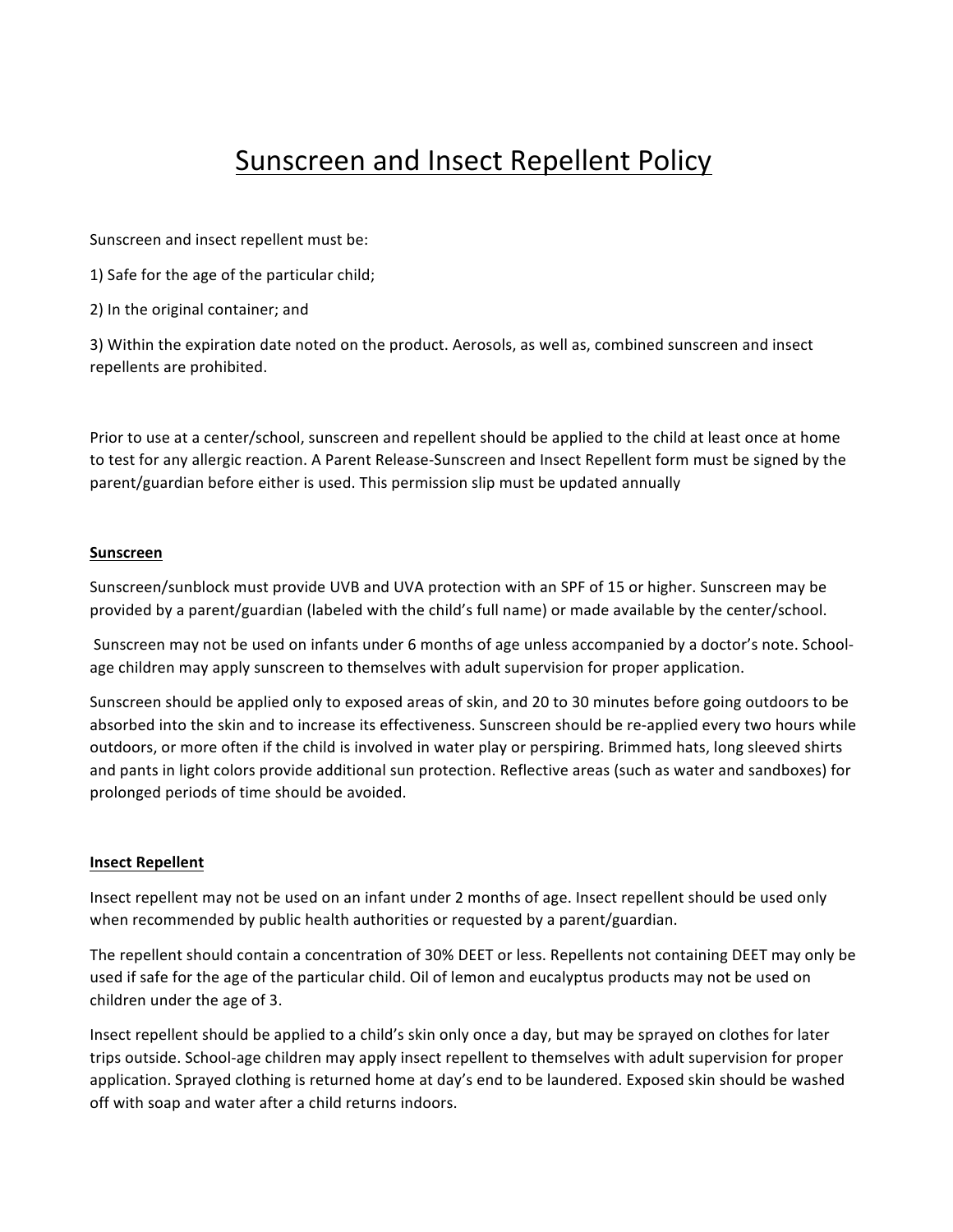# Sunscreen and Insect Repellent Policy

Sunscreen and insect repellent must be:

1) Safe for the age of the particular child;

2) In the original container; and

3) Within the expiration date noted on the product. Aerosols, as well as, combined sunscreen and insect repellents are prohibited.

Prior to use at a center/school, sunscreen and repellent should be applied to the child at least once at home to test for any allergic reaction. A Parent Release-Sunscreen and Insect Repellent form must be signed by the parent/guardian before either is used. This permission slip must be updated annually

**Sunscreen**

Sunscreen/sunblock must provide UVB and UVA protection with an SPF of 15 or higher. Sunscreen may be provided by a parent/guardian (labeled with the child's full name) or made available by the center/school.

Sunscreen may not be used on infants under 6 months of age unless accompanied by a doctor's note. School-age children may apply sunscreen to themselves with adult supervision for proper application.

Sunscreen should be applied only to exposed areas of skin, and 20 to 30 minutes before going outdoors to be absorbed into the skin and to increase its effectiveness. Sunscreen should be re-applied every two hours while outdoors, or more often if the child is involved in water play or perspiring. Brimmed hats, long sleeved shirts and pants in light colors provide additional sun protection. Reflective areas (such as water and sandboxes) for prolonged periods of time should be avoided.

**Insect Repellent**

Insect repellent may not be used on an infant under 2 months of age. Insect repellent should be used only when recommended by public health authorities or requested by a parent/guardian.

The repellent should contain a concentration of 30% DEET or less. Repellents not containing DEET may only be used if safe for the age of the particular child. Oil of lemon and eucalyptus products may not be used on children under the age of 3.

Insect repellent should be applied to a child's skin only once a day, but may be sprayed on clothes for later trips outside. School-age children may apply insect repellent to themselves with adult supervision for proper application. Sprayed clothing is returned home at day's end to be laundered. Exposed skin should be washed off with soap and water after a child returns indoors.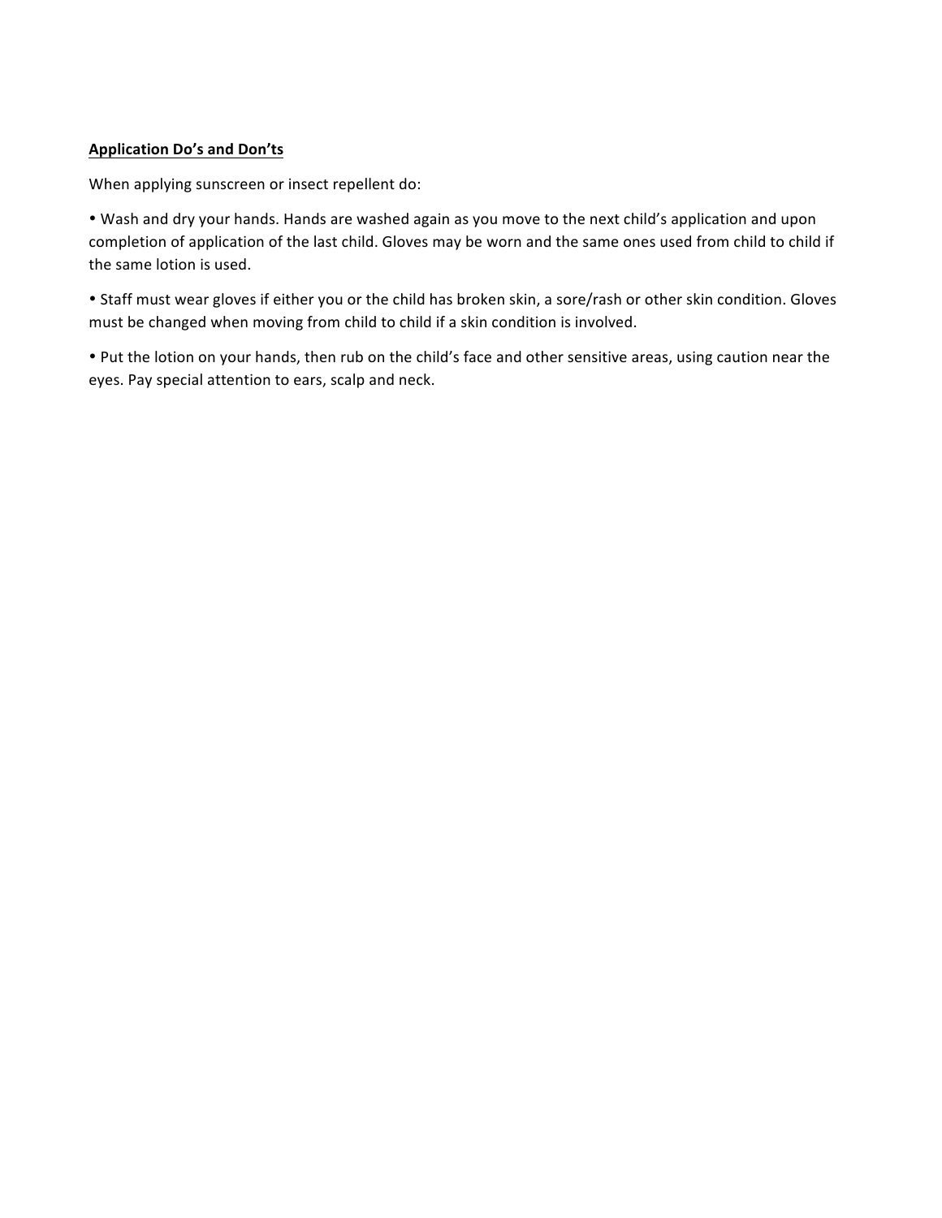**<u>Application Do's and Don'ts</u>**

When applying sunscreen or insect repellent do:

• Wash and dry your hands. Hands are washed again as you move to the next child's application and upon completion of application of the last child. Gloves may be worn and the same ones used from child to child if the same lotion is used.

• Staff must wear gloves if either you or the child has broken skin, a sore/rash or other skin condition. Gloves must be changed when moving from child to child if a skin condition is involved.

• Put the lotion on your hands, then rub on the child's face and other sensitive areas, using caution near the eyes. Pay special attention to ears, scalp and neck.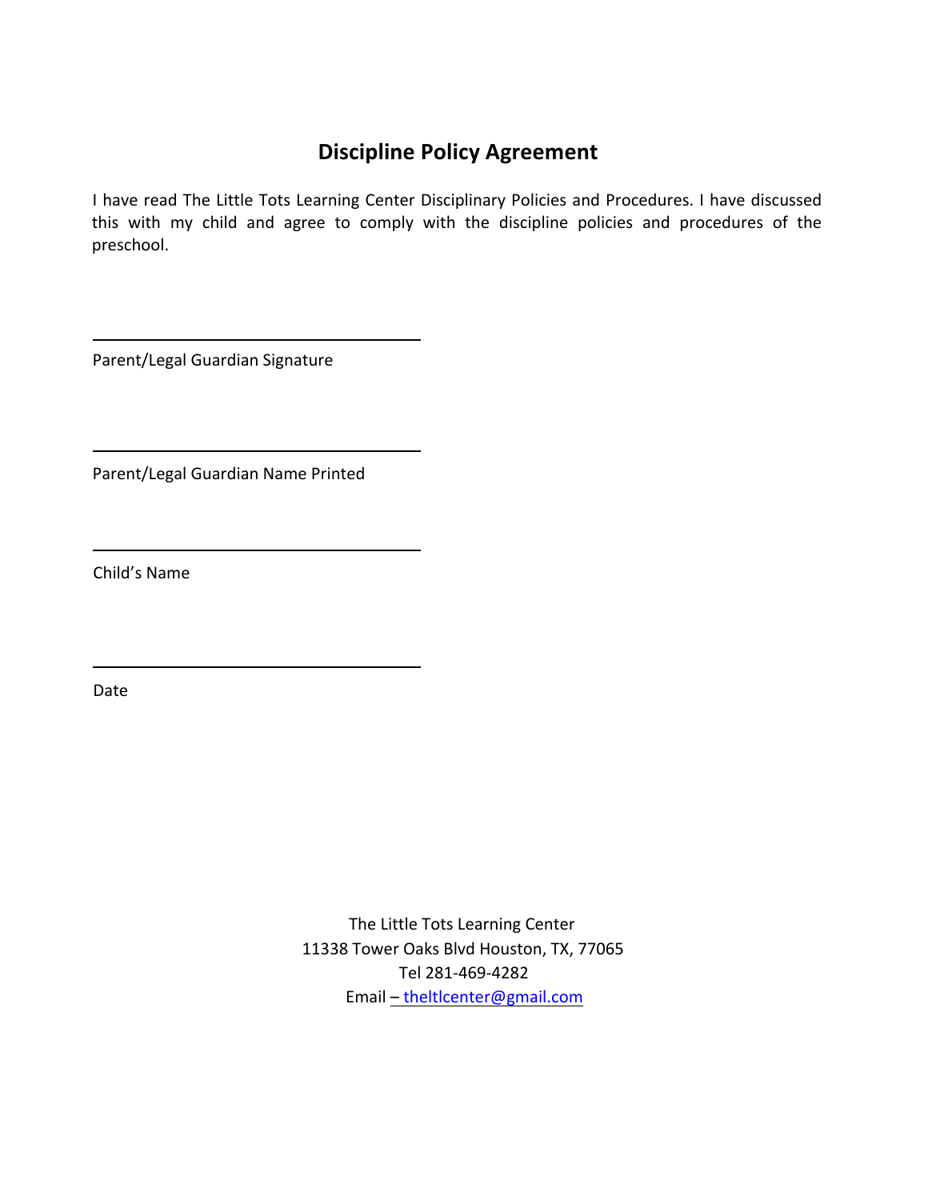## Discipline Policy Agreement

I have read The Little Tots Learning Center Disciplinary Policies and Procedures. I have discussed this with my child and agree to comply with the discipline policies and procedures of the preschool.

\_\_\_\_\_\_\_\_\_\_\_\_\_\_\_\_\_\_\_\_\_\_\_\_\_\_\_\_\_\_\_\_\_\_\_\_

Parent/Legal Guardian Signature

\_\_\_\_\_\_\_\_\_\_\_\_\_\_\_\_\_\_\_\_\_\_\_\_\_\_\_\_\_\_\_\_\_\_\_\_

Parent/Legal Guardian Name Printed

\_\_\_\_\_\_\_\_\_\_\_\_\_\_\_\_\_\_\_\_\_\_\_\_\_\_\_\_\_\_\_\_\_\_\_\_

Child's Name

\_\_\_\_\_\_\_\_\_\_\_\_\_\_\_\_\_\_\_\_\_\_\_\_\_\_\_\_\_\_\_\_\_\_\_\_

Date

The Little Tots Learning Center
11338 Tower Oaks Blvd Houston, TX, 77065
Tel 281-469-4282
Email – theltlcenter@gmail.com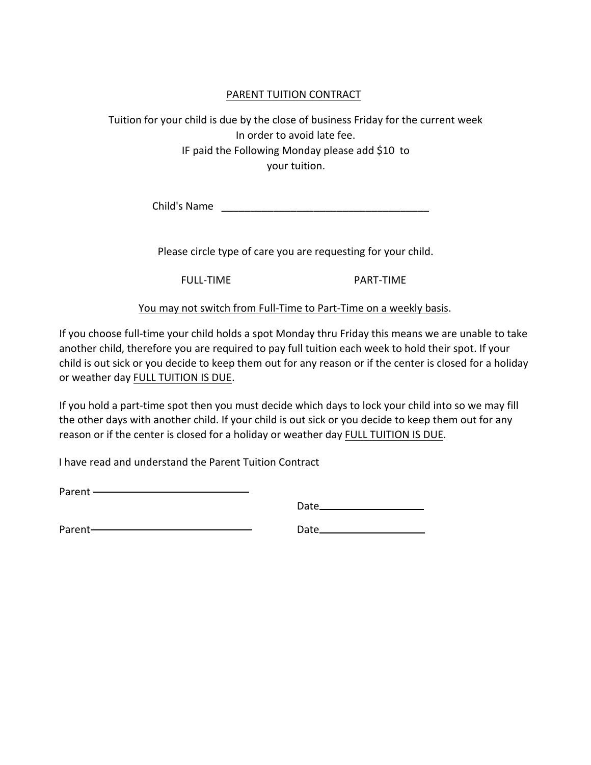# PARENT TUITION CONTRACT

Tuition for your child is due by the close of business Friday for the current week
In order to avoid late fee.
IF paid the Following Monday please add $10 to
your tuition.

Child's Name _____________________________________

Please circle type of care you are requesting for your child.

FULL-TIME PART-TIME

You may not switch from Full-Time to Part-Time on a weekly basis.

If you choose full-time your child holds a spot Monday thru Friday this means we are unable to take another child, therefore you are required to pay full tuition each week to hold their spot. If your child is out sick or you decide to keep them out for any reason or if the center is closed for a holiday or weather day FULL TUITION IS DUE.

If you hold a part-time spot then you must decide which days to lock your child into so we may fill the other days with another child. If your child is out sick or you decide to keep them out for any reason or if the center is closed for a holiday or weather day FULL TUITION IS DUE.

I have read and understand the Parent Tuition Contract

Parent ____________________________ Date ____________________

Parent ____________________________ Date ____________________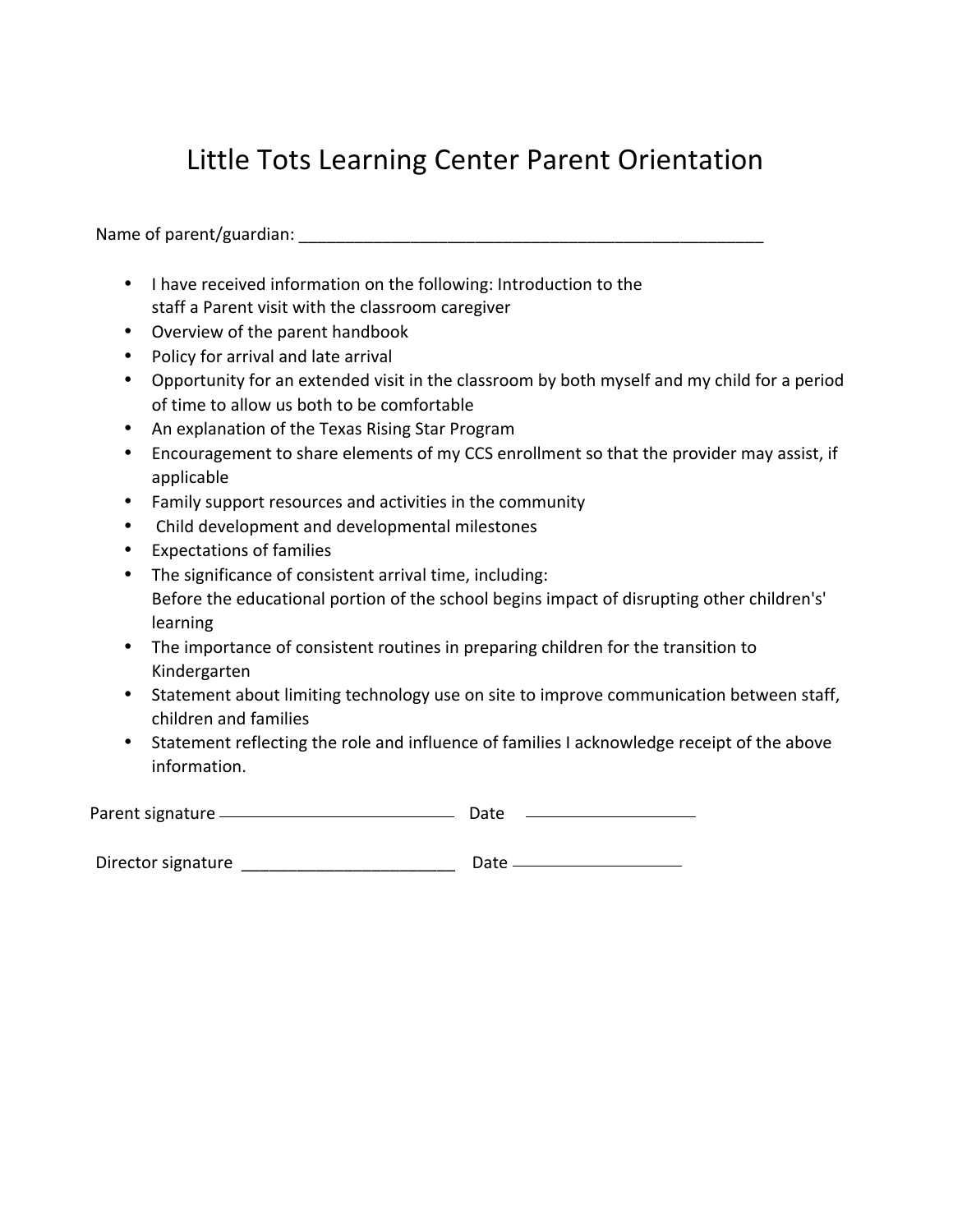# Little Tots Learning Center Parent Orientation

Name of parent/guardian: ____________________________________________________

- I have received information on the following: Introduction to the staff a Parent visit with the classroom caregiver
- Overview of the parent handbook
- Policy for arrival and late arrival
- Opportunity for an extended visit in the classroom by both myself and my child for a period of time to allow us both to be comfortable
- An explanation of the Texas Rising Star Program
- Encouragement to share elements of my CCS enrollment so that the provider may assist, if applicable
- Family support resources and activities in the community
- Child development and developmental milestones
- Expectations of families
- The significance of consistent arrival time, including: Before the educational portion of the school begins impact of disrupting other children's' learning
- The importance of consistent routines in preparing children for the transition to Kindergarten
- Statement about limiting technology use on site to improve communication between staff, children and families
- Statement reflecting the role and influence of families I acknowledge receipt of the above information.

Parent signature ____________________________ Date ____________________

Director signature ________________________ Date ____________________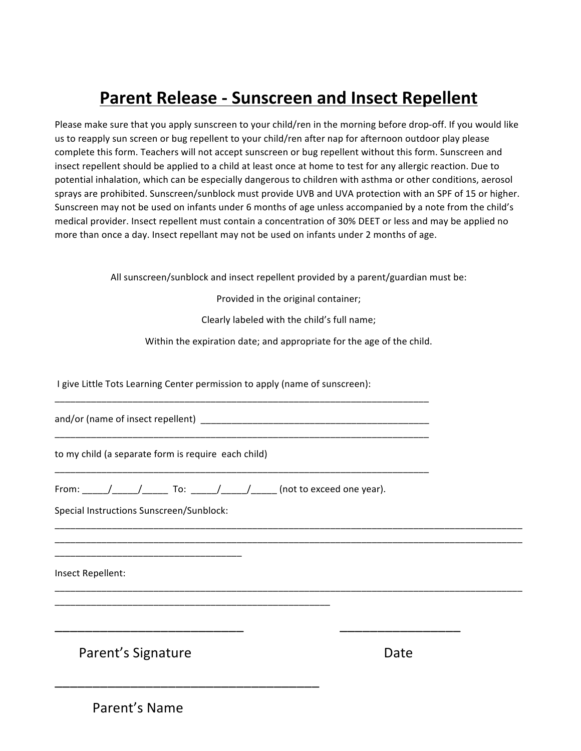# Parent Release - Sunscreen and Insect Repellent

Please make sure that you apply sunscreen to your child/ren in the morning before drop-off. If you would like us to reapply sun screen or bug repellent to your child/ren after nap for afternoon outdoor play please complete this form. Teachers will not accept sunscreen or bug repellent without this form. Sunscreen and insect repellent should be applied to a child at least once at home to test for any allergic reaction. Due to potential inhalation, which can be especially dangerous to children with asthma or other conditions, aerosol sprays are prohibited. Sunscreen/sunblock must provide UVB and UVA protection with an SPF of 15 or higher. Sunscreen may not be used on infants under 6 months of age unless accompanied by a note from the child's medical provider. Insect repellent must contain a concentration of 30% DEET or less and may be applied no more than once a day. Insect repellant may not be used on infants under 2 months of age.

All sunscreen/sunblock and insect repellent provided by a parent/guardian must be:

Provided in the original container;

Clearly labeled with the child's full name;

Within the expiration date; and appropriate for the age of the child.

I give Little Tots Learning Center permission to apply (name of sunscreen):

___________________________________________________________________________

and/or (name of insect repellent) ____________________________________________

___________________________________________________________________________

to my child (a separate form is require each child)

___________________________________________________________________________

From: _____/_____/_____ To: _____/_____/_____ (not to exceed one year).

Special Instructions Sunscreen/Sunblock:

_____________________________________________________________________________________________

_____________________________________________________________________________________________

_____________________________________

Insect Repellent:

_____________________________________________________________________________________________

_______________________________________________________

______________________________ ___________________

Parent's Signature Date

__________________________________________

Parent's Name